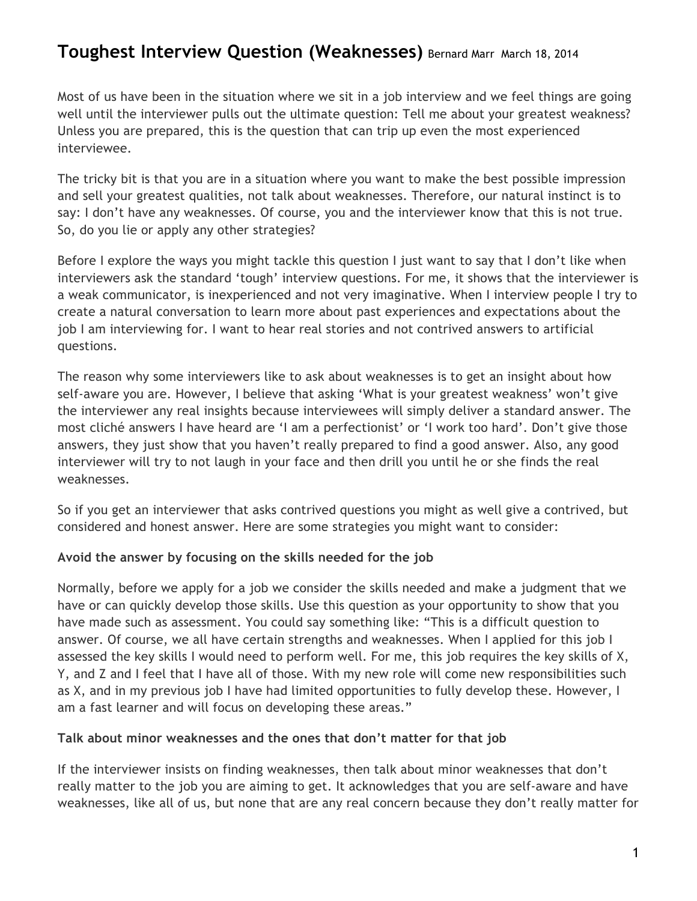# Toughest Interview Question (Weaknesses) Bernard Marr March 18, 2014

Most of us have been in the situation where we sit in a job interview and we feel things are going well until the interviewer pulls out the ultimate question: Tell me about your greatest weakness? Unless you are prepared, this is the question that can trip up even the most experienced interviewee.

The tricky bit is that you are in a situation where you want to make the best possible impression and sell your greatest qualities, not talk about weaknesses. Therefore, our natural instinct is to say: I don't have any weaknesses. Of course, you and the interviewer know that this is not true. So, do you lie or apply any other strategies?

Before I explore the ways you might tackle this question I just want to say that I don't like when interviewers ask the standard 'tough' interview questions. For me, it shows that the interviewer is a weak communicator, is inexperienced and not very imaginative. When I interview people I try to create a natural conversation to learn more about past experiences and expectations about the job I am interviewing for. I want to hear real stories and not contrived answers to artificial questions.

The reason why some interviewers like to ask about weaknesses is to get an insight about how self-aware you are. However, I believe that asking 'What is your greatest weakness' won't give the interviewer any real insights because interviewees will simply deliver a standard answer. The most cliché answers I have heard are 'I am a perfectionist' or 'I work too hard'. Don't give those answers, they just show that you haven't really prepared to find a good answer. Also, any good interviewer will try to not laugh in your face and then drill you until he or she finds the real weaknesses.

So if you get an interviewer that asks contrived questions you might as well give a contrived, but considered and honest answer. Here are some strategies you might want to consider:

**Avoid the answer by focusing on the skills needed for the job**

Normally, before we apply for a job we consider the skills needed and make a judgment that we have or can quickly develop those skills. Use this question as your opportunity to show that you have made such as assessment. You could say something like: "This is a difficult question to answer. Of course, we all have certain strengths and weaknesses. When I applied for this job I assessed the key skills I would need to perform well. For me, this job requires the key skills of X, Y, and Z and I feel that I have all of those. With my new role will come new responsibilities such as X, and in my previous job I have had limited opportunities to fully develop these. However, I am a fast learner and will focus on developing these areas."

**Talk about minor weaknesses and the ones that don't matter for that job**

If the interviewer insists on finding weaknesses, then talk about minor weaknesses that don't really matter to the job you are aiming to get. It acknowledges that you are self-aware and have weaknesses, like all of us, but none that are any real concern because they don't really matter for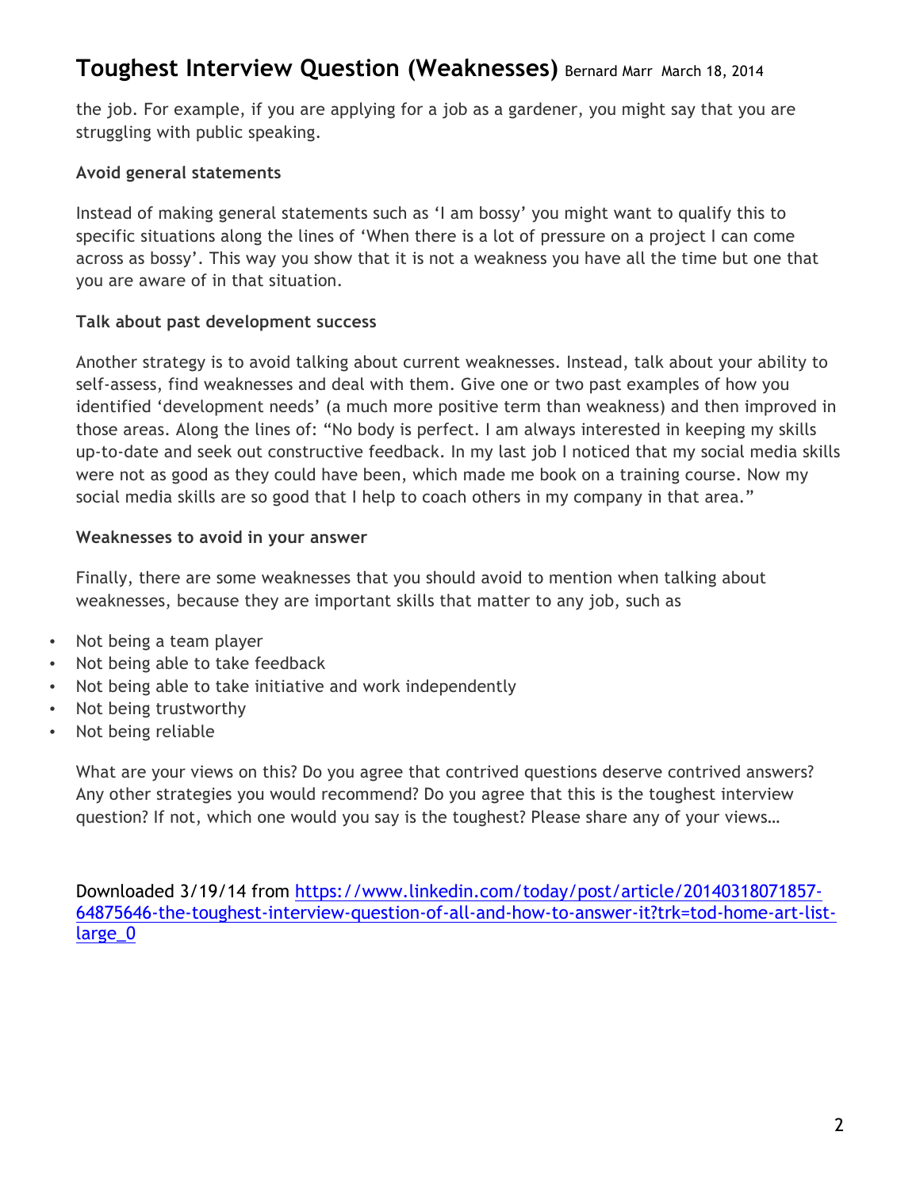the job. For example, if you are applying for a job as a gardener, you might say that you are struggling with public speaking.

**Avoid general statements**

Instead of making general statements such as 'I am bossy' you might want to qualify this to specific situations along the lines of 'When there is a lot of pressure on a project I can come across as bossy'. This way you show that it is not a weakness you have all the time but one that you are aware of in that situation.

**Talk about past development success**

Another strategy is to avoid talking about current weaknesses. Instead, talk about your ability to self-assess, find weaknesses and deal with them. Give one or two past examples of how you identified 'development needs' (a much more positive term than weakness) and then improved in those areas. Along the lines of: "No body is perfect. I am always interested in keeping my skills up-to-date and seek out constructive feedback. In my last job I noticed that my social media skills were not as good as they could have been, which made me book on a training course. Now my social media skills are so good that I help to coach others in my company in that area."

**Weaknesses to avoid in your answer**

Finally, there are some weaknesses that you should avoid to mention when talking about weaknesses, because they are important skills that matter to any job, such as

- Not being a team player
- Not being able to take feedback
- Not being able to take initiative and work independently
- Not being trustworthy
- Not being reliable

What are your views on this? Do you agree that contrived questions deserve contrived answers? Any other strategies you would recommend? Do you agree that this is the toughest interview question? If not, which one would you say is the toughest? Please share any of your views…

Downloaded 3/19/14 from [https://www.linkedin.com/today/post/article/20140318071857-64875646-the-toughest-interview-question-of-all-and-how-to-answer-it?trk=tod-home-art-list-large_0](https://www.linkedin.com/today/post/article/20140318071857-64875646-the-toughest-interview-question-of-all-and-how-to-answer-it?trk=tod-home-art-list-large_0)